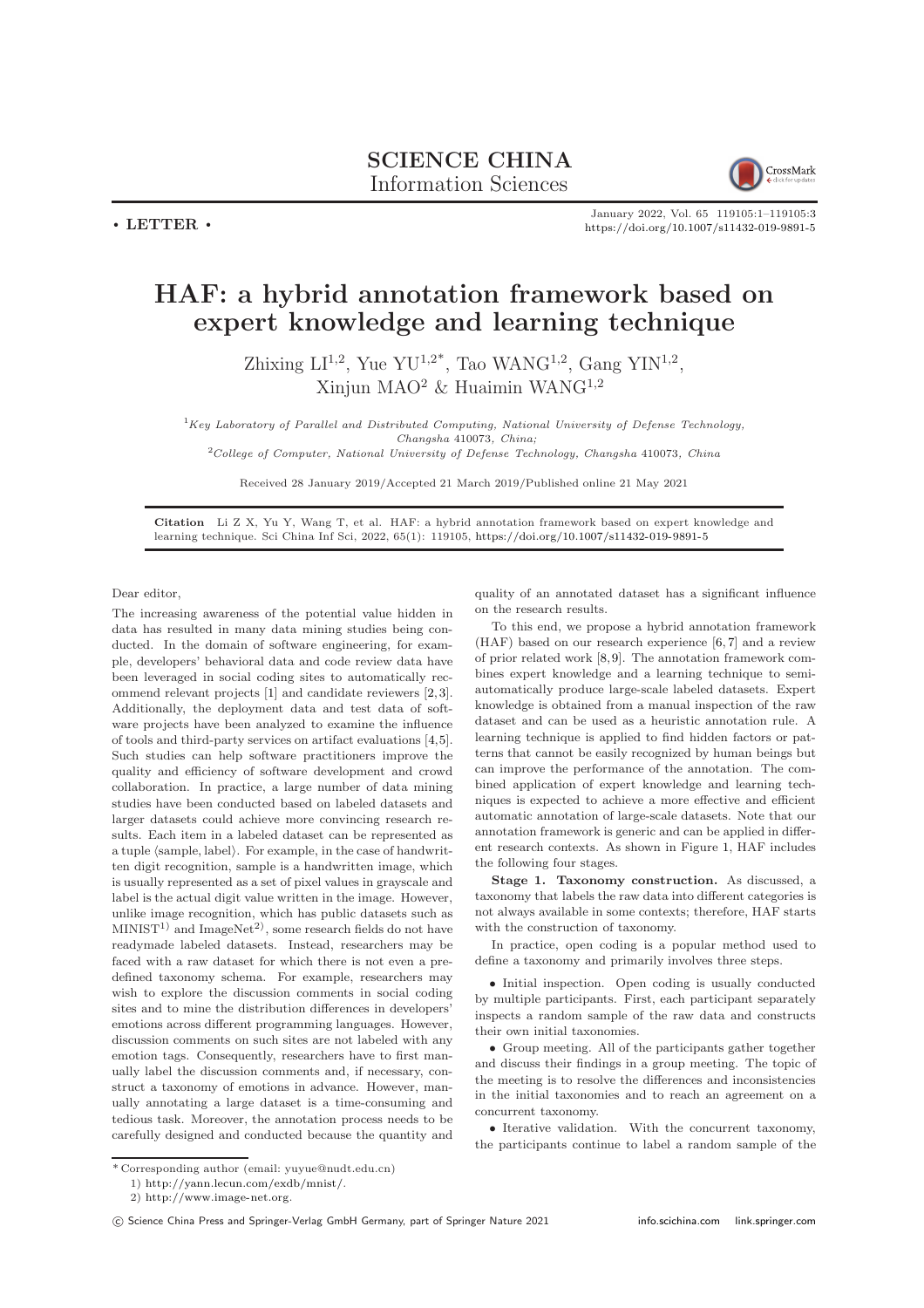SCIENCE CHINA
Information Sciences

• LETTER •

# HAF: a hybrid annotation framework based on expert knowledge and learning technique

Zhixing LI[1,2], Yue YU[1,2*], Tao WANG[1,2], Gang YIN[1,2], Xinjun MAO[2] & Huaimin WANG[1,2]

[1] *Key Laboratory of Parallel and Distributed Computing, National University of Defense Technology, Changsha 410073, China;*

[2] *College of Computer, National University of Defense Technology, Changsha 410073, China*

Received 28 January 2019/Accepted 21 March 2019/Published online 21 May 2021

**Citation** Li Z X, Yu Y, Wang T, et al. HAF: a hybrid annotation framework based on expert knowledge and learning technique. Sci China Inf Sci, 2022, 65(1): 119105, https://doi.org/10.1007/s11432-019-9891-5

Dear editor,

The increasing awareness of the potential value hidden in data has resulted in many data mining studies being conducted. In the domain of software engineering, for example, developers' behavioral data and code review data have been leveraged in social coding sites to automatically recommend relevant projects [1] and candidate reviewers [2, 3]. Additionally, the deployment data and test data of software projects have been analyzed to examine the influence of tools and third-party services on artifact evaluations [4, 5]. Such studies can help software practitioners improve the quality and efficiency of software development and crowd collaboration. In practice, a large number of data mining studies have been conducted based on labeled datasets and larger datasets could achieve more convincing research results. Each item in a labeled dataset can be represented as a tuple ⟨sample, label⟩. For example, in the case of handwritten digit recognition, sample is a handwritten image, which is usually represented as a set of pixel values in grayscale and label is the actual digit value written in the image. However, unlike image recognition, which has public datasets such as MINIST[1)] and ImageNet[2)], some research fields do not have readymade labeled datasets. Instead, researchers may be faced with a raw dataset for which there is not even a predefined taxonomy schema. For example, researchers may wish to explore the discussion comments in social coding sites and to mine the distribution differences in developers' emotions across different programming languages. However, discussion comments on such sites are not labeled with any emotion tags. Consequently, researchers have to first manually label the discussion comments and, if necessary, construct a taxonomy of emotions in advance. However, manually annotating a large dataset is a time-consuming and tedious task. Moreover, the annotation process needs to be carefully designed and conducted because the quantity and quality of an annotated dataset has a significant influence on the research results.

To this end, we propose a hybrid annotation framework (HAF) based on our research experience [6, 7] and a review of prior related work [8, 9]. The annotation framework combines expert knowledge and a learning technique to semi-automatically produce large-scale labeled datasets. Expert knowledge is obtained from a manual inspection of the raw dataset and can be used as a heuristic annotation rule. A learning technique is applied to find hidden factors or patterns that cannot be easily recognized by human beings but can improve the performance of the annotation. The combined application of expert knowledge and learning techniques is expected to achieve a more effective and efficient automatic annotation of large-scale datasets. Note that our annotation framework is generic and can be applied in different research contexts. As shown in Figure 1, HAF includes the following four stages.

**Stage 1. Taxonomy construction.** As discussed, a taxonomy that labels the raw data into different categories is not always available in some contexts; therefore, HAF starts with the construction of taxonomy.

In practice, open coding is a popular method used to define a taxonomy and primarily involves three steps.

- Initial inspection. Open coding is usually conducted by multiple participants. First, each participant separately inspects a random sample of the raw data and constructs their own initial taxonomies.
- Group meeting. All of the participants gather together and discuss their findings in a group meeting. The topic of the meeting is to resolve the differences and inconsistencies in the initial taxonomies and to reach an agreement on a concurrent taxonomy.
- Iterative validation. With the concurrent taxonomy, the participants continue to label a random sample of the

* Corresponding author (email: yuyue@nudt.edu.cn)

1) http://yann.lecun.com/exdb/mnist/.

2) http://www.image-net.org.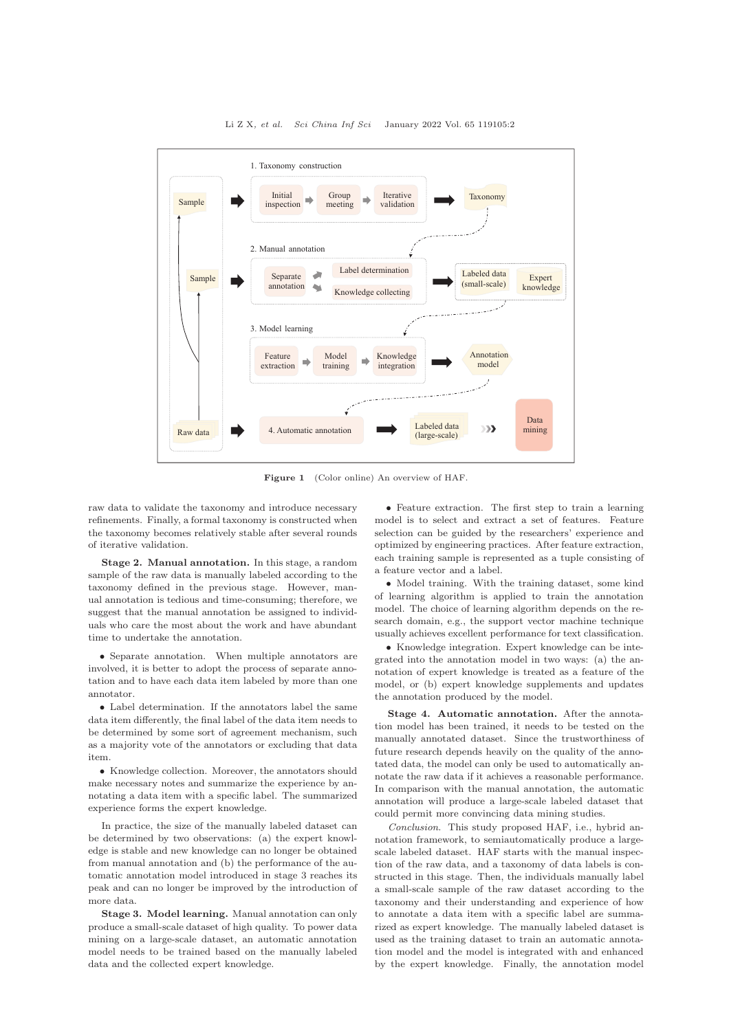Figure 1 (Color online) An overview of HAF.

raw data to validate the taxonomy and introduce necessary refinements. Finally, a formal taxonomy is constructed when the taxonomy becomes relatively stable after several rounds of iterative validation.

**Stage 2. Manual annotation.** In this stage, a random sample of the raw data is manually labeled according to the taxonomy defined in the previous stage. However, manual annotation is tedious and time-consuming; therefore, we suggest that the manual annotation be assigned to individuals who care the most about the work and have abundant time to undertake the annotation.

- Separate annotation. When multiple annotators are involved, it is better to adopt the process of separate annotation and to have each data item labeled by more than one annotator.
- Label determination. If the annotators label the same data item differently, the final label of the data item needs to be determined by some sort of agreement mechanism, such as a majority vote of the annotators or excluding that data item.
- Knowledge collection. Moreover, the annotators should make necessary notes and summarize the experience by annotating a data item with a specific label. The summarized experience forms the expert knowledge.

In practice, the size of the manually labeled dataset can be determined by two observations: (a) the expert knowledge is stable and new knowledge can no longer be obtained from manual annotation and (b) the performance of the automatic annotation model introduced in stage 3 reaches its peak and can no longer be improved by the introduction of more data.

**Stage 3. Model learning.** Manual annotation can only produce a small-scale dataset of high quality. To power data mining on a large-scale dataset, an automatic annotation model needs to be trained based on the manually labeled data and the collected expert knowledge.

- Feature extraction. The first step to train a learning model is to select and extract a set of features. Feature selection can be guided by the researchers' experience and optimized by engineering practices. After feature extraction, each training sample is represented as a tuple consisting of a feature vector and a label.
- Model training. With the training dataset, some kind of learning algorithm is applied to train the annotation model. The choice of learning algorithm depends on the research domain, e.g., the support vector machine technique usually achieves excellent performance for text classification.
- Knowledge integration. Expert knowledge can be integrated into the annotation model in two ways: (a) the annotation of expert knowledge is treated as a feature of the model, or (b) expert knowledge supplements and updates the annotation produced by the model.

**Stage 4. Automatic annotation.** After the annotation model has been trained, it needs to be tested on the manually annotated dataset. Since the trustworthiness of future research depends heavily on the quality of the annotated data, the model can only be used to automatically annotate the raw data if it achieves a reasonable performance. In comparison with the manual annotation, the automatic annotation will produce a large-scale labeled dataset that could permit more convincing data mining studies.

*Conclusion.* This study proposed HAF, i.e., hybrid annotation framework, to semiautomatically produce a large-scale labeled dataset. HAF starts with the manual inspection of the raw data, and a taxonomy of data labels is constructed in this stage. Then, the individuals manually label a small-scale sample of the raw dataset according to the taxonomy and their understanding and experience of how to annotate a data item with a specific label are summarized as expert knowledge. The manually labeled dataset is used as the training dataset to train an automatic annotation model and the model is integrated with and enhanced by the expert knowledge. Finally, the annotation model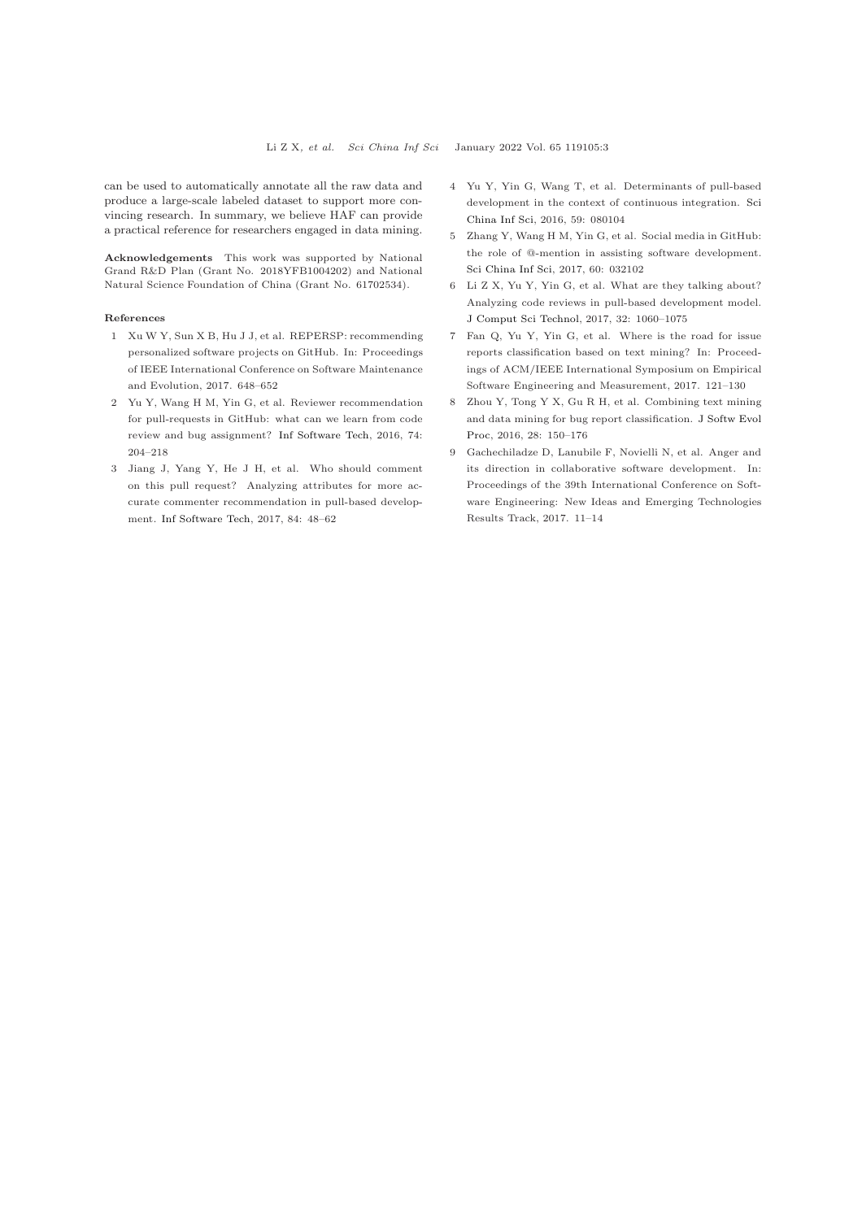can be used to automatically annotate all the raw data and produce a large-scale labeled dataset to support more convincing research. In summary, we believe HAF can provide a practical reference for researchers engaged in data mining.

**Acknowledgements** This work was supported by National Grand R&D Plan (Grant No. 2018YFB1004202) and National Natural Science Foundation of China (Grant No. 61702534).

**References**

1. Xu W Y, Sun X B, Hu J J, et al. REPERSP: recommending personalized software projects on GitHub. In: Proceedings of IEEE International Conference on Software Maintenance and Evolution, 2017. 648–652
2. Yu Y, Wang H M, Yin G, et al. Reviewer recommendation for pull-requests in GitHub: what can we learn from code review and bug assignment? Inf Software Tech, 2016, 74: 204–218
3. Jiang J, Yang Y, He J H, et al. Who should comment on this pull request? Analyzing attributes for more accurate commenter recommendation in pull-based development. Inf Software Tech, 2017, 84: 48–62
4. Yu Y, Yin G, Wang T, et al. Determinants of pull-based development in the context of continuous integration. Sci China Inf Sci, 2016, 59: 080104
5. Zhang Y, Wang H M, Yin G, et al. Social media in GitHub: the role of @-mention in assisting software development. Sci China Inf Sci, 2017, 60: 032102
6. Li Z X, Yu Y, Yin G, et al. What are they talking about? Analyzing code reviews in pull-based development model. J Comput Sci Technol, 2017, 32: 1060–1075
7. Fan Q, Yu Y, Yin G, et al. Where is the road for issue reports classification based on text mining? In: Proceedings of ACM/IEEE International Symposium on Empirical Software Engineering and Measurement, 2017. 121–130
8. Zhou Y, Tong Y X, Gu R H, et al. Combining text mining and data mining for bug report classification. J Softw Evol Proc, 2016, 28: 150–176
9. Gachechiladze D, Lanubile F, Novielli N, et al. Anger and its direction in collaborative software development. In: Proceedings of the 39th International Conference on Software Engineering: New Ideas and Emerging Technologies Results Track, 2017. 11–14